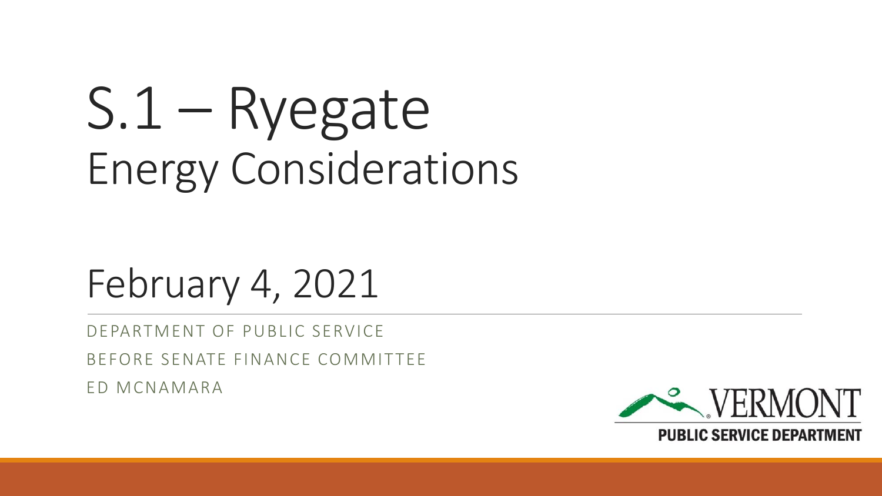# S.1 – Ryegate
## Energy Considerations

## February 4, 2021

DEPARTMENT OF PUBLIC SERVICE

BEFORE SENATE FINANCE COMMITTEE

ED MCNAMARA

VERMONT

PUBLIC SERVICE DEPARTMENT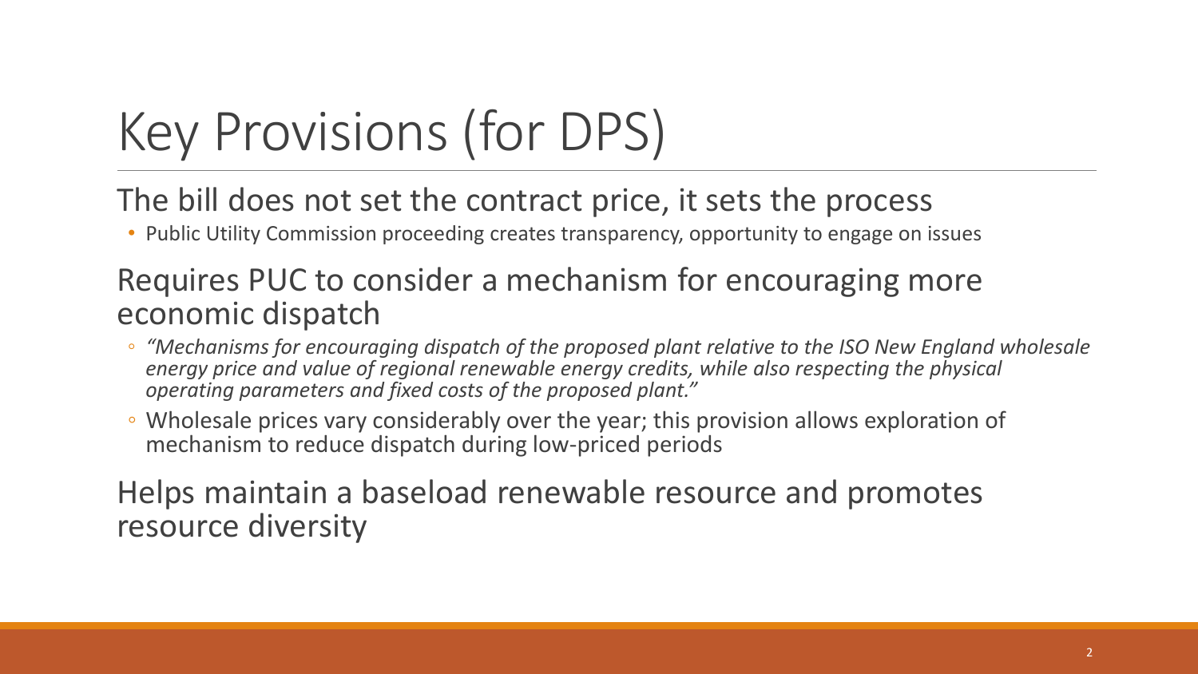# Key Provisions (for DPS)

## The bill does not set the contract price, it sets the process

- Public Utility Commission proceeding creates transparency, opportunity to engage on issues

## Requires PUC to consider a mechanism for encouraging more economic dispatch

- *"Mechanisms for encouraging dispatch of the proposed plant relative to the ISO New England wholesale energy price and value of regional renewable energy credits, while also respecting the physical operating parameters and fixed costs of the proposed plant."*
- Wholesale prices vary considerably over the year; this provision allows exploration of mechanism to reduce dispatch during low-priced periods

## Helps maintain a baseload renewable resource and promotes resource diversity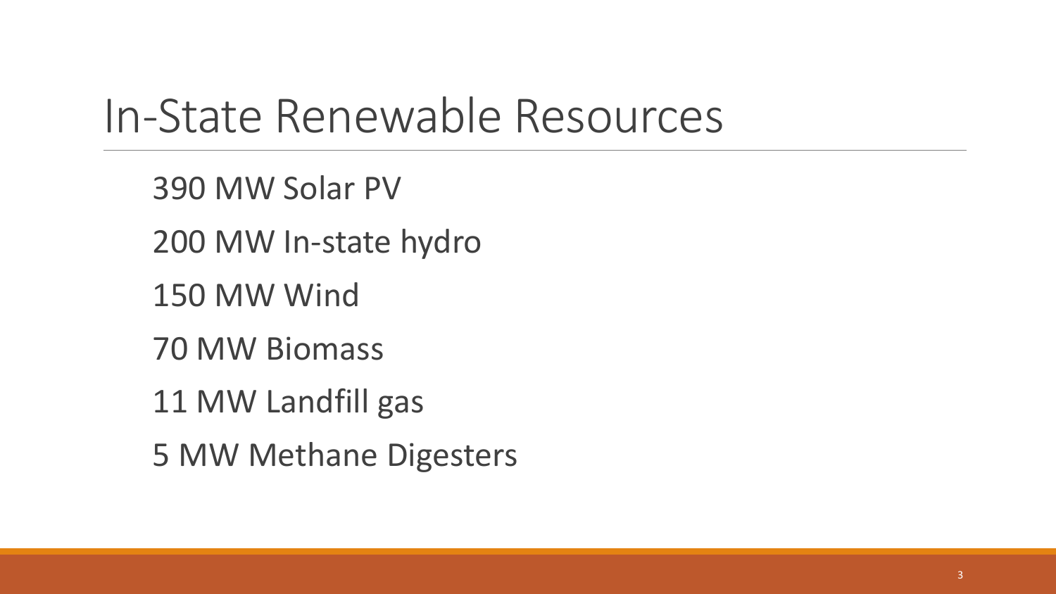# In-State Renewable Resources

390 MW Solar PV

200 MW In-state hydro

150 MW Wind

70 MW Biomass

11 MW Landfill gas

5 MW Methane Digesters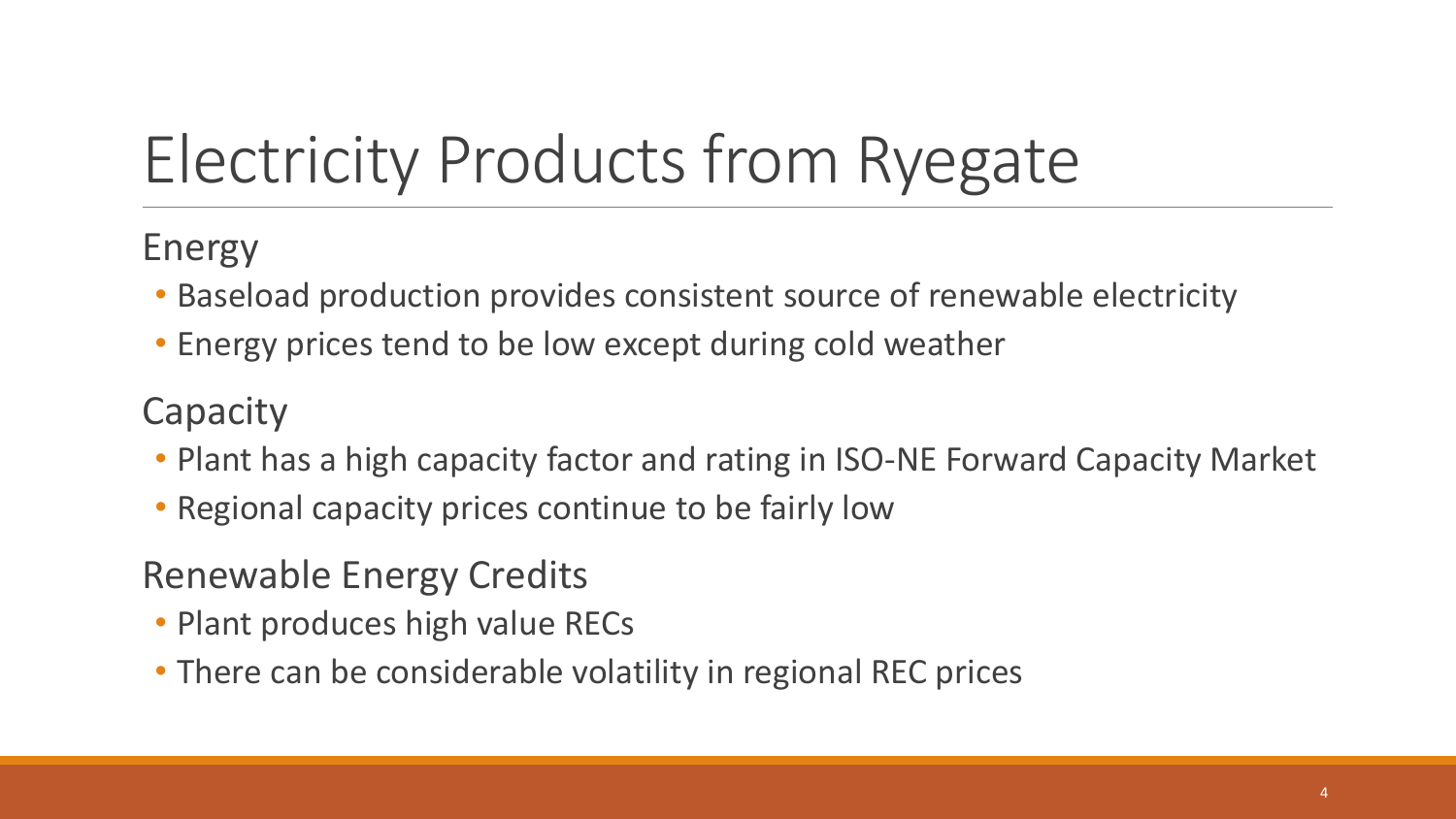# Electricity Products from Ryegate

## Energy

- Baseload production provides consistent source of renewable electricity
- Energy prices tend to be low except during cold weather

## Capacity

- Plant has a high capacity factor and rating in ISO-NE Forward Capacity Market
- Regional capacity prices continue to be fairly low

## Renewable Energy Credits

- Plant produces high value RECs
- There can be considerable volatility in regional REC prices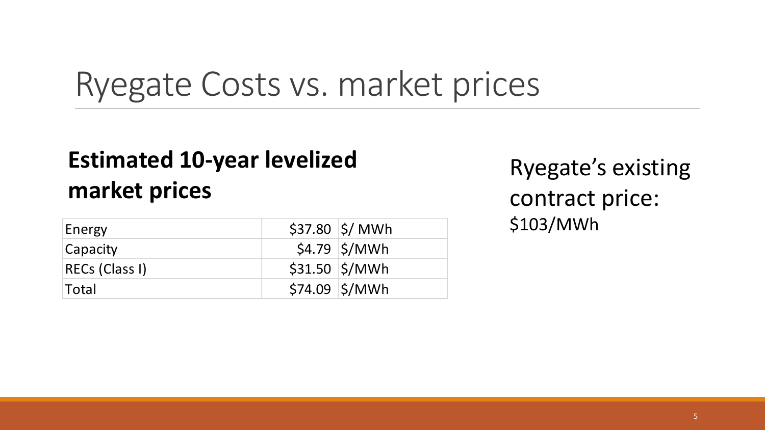# Ryegate Costs vs. market prices

**Estimated 10-year levelized market prices**

| | | |
|---|---|---|
| Energy | $37.80 | $/ MWh |
| Capacity | $4.79 | $/MWh |
| RECs (Class I) | $31.50 | $/MWh |
| Total | $74.09 | $/MWh |

Ryegate's existing contract price: $103/MWh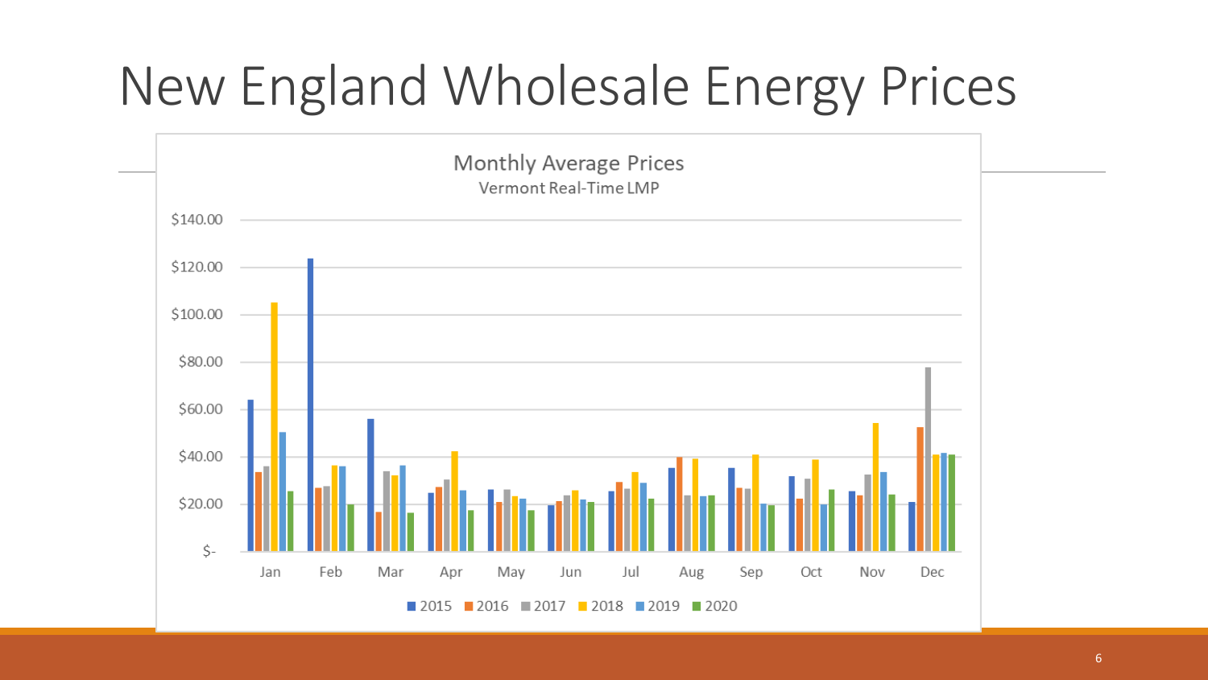# New England Wholesale Energy Prices

Monthly Average Prices

Vermont Real-Time LMP

$140.00
$120.00
$100.00
$80.00
$60.00
$40.00
$20.00
$-

Jan Feb Mar Apr May Jun Jul Aug Sep Oct Nov Dec

2015 2016 2017 2018 2019 2020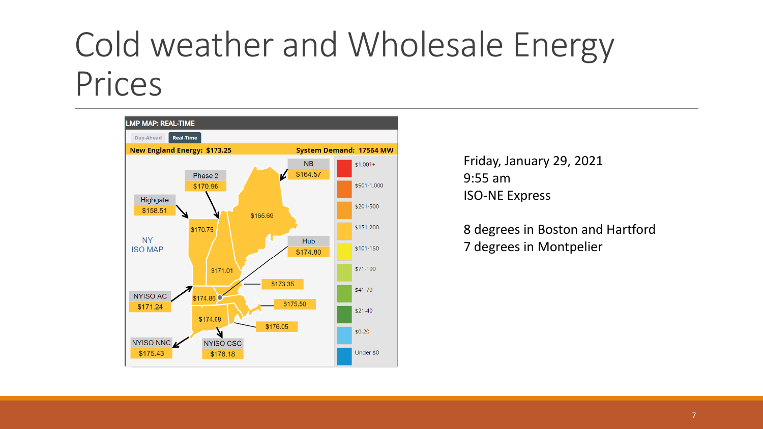# Cold weather and Wholesale Energy Prices

**LMP MAP: REAL-TIME**

Day-Ahead | Real-Time

**New England Energy: $173.25** | **System Demand: 17564 MW**

| Location | Price |
|---|---|
| NB | $164.57 |
| Phase 2 | $170.96 |
| Highgate | $158.51 |
| Hub | $174.80 |
| NYISO AC | $171.24 |
| NYISO NNC | $175.43 |
| NYISO CSC | $176.18 |

Map values: $165.69, $170.75, $171.01, $173.35, $174.86, $175.50, $174.68, $176.05

NY ISO MAP

Legend: $1,001+; $501-1,000; $201-500; $151-200; $101-150; $71-100; $41-70; $21-40; $0-20; Under $0

Friday, January 29, 2021
9:55 am
ISO-NE Express

8 degrees in Boston and Hartford
7 degrees in Montpelier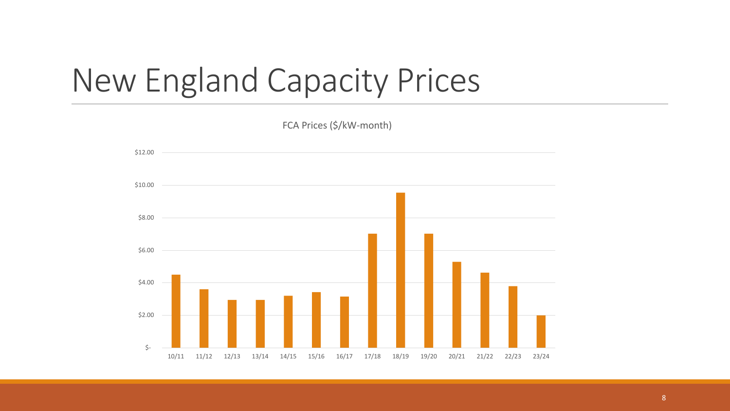# New England Capacity Prices

FCA Prices ($/kW-month)

| Period | Price ($/kW-month) |
|---|---|
| 10/11 | ~4.50 |
| 11/12 | ~3.60 |
| 12/13 | ~2.95 |
| 13/14 | ~2.95 |
| 14/15 | ~3.20 |
| 15/16 | ~3.43 |
| 16/17 | ~3.15 |
| 17/18 | ~7.03 |
| 18/19 | ~9.55 |
| 19/20 | ~7.03 |
| 20/21 | ~5.30 |
| 21/22 | ~4.63 |
| 22/23 | ~3.80 |
| 23/24 | ~2.00 |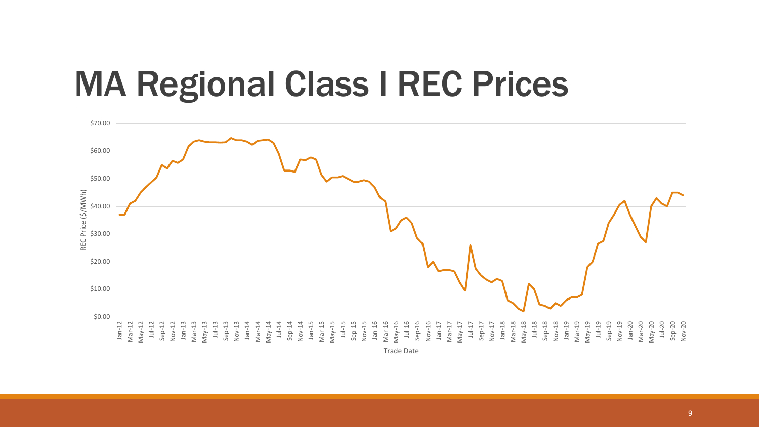# MA Regional Class I REC Prices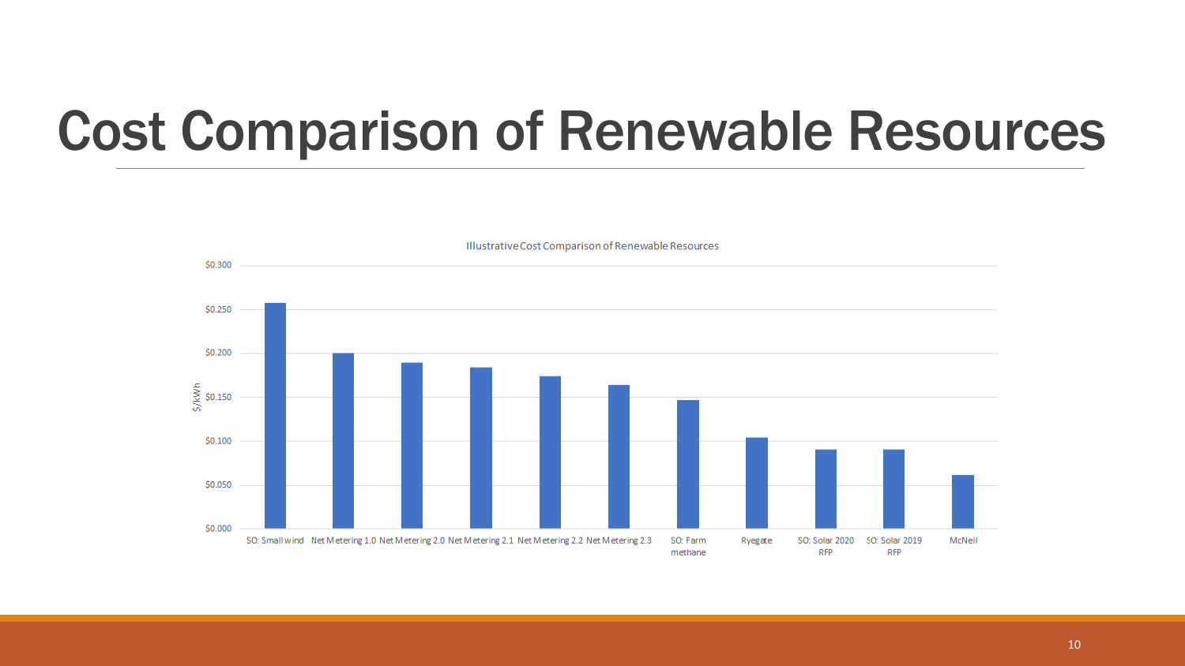# Cost Comparison of Renewable Resources

Illustrative Cost Comparison of Renewable Resources

$/kWh

$0.300
$0.250
$0.200
$0.150
$0.100
$0.050
$0.000

SO: Small wind | Net Metering 1.0 | Net Metering 2.0 | Net Metering 2.1 | Net Metering 2.2 | Net Metering 2.3 | SO: Farm methane | Ryegate | SO: Solar 2020 RFP | SO: Solar 2019 RFP | McNeil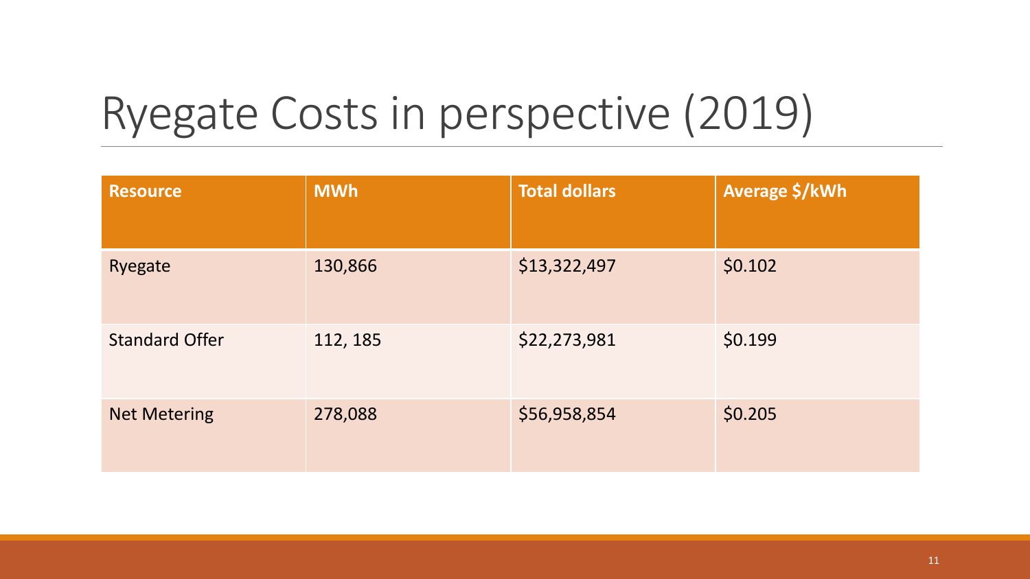# Ryegate Costs in perspective (2019)

| Resource | MWh | Total dollars | Average $/kWh |
|---|---|---|---|
| Ryegate | 130,866 | $13,322,497 | $0.102 |
| Standard Offer | 112, 185 | $22,273,981 | $0.199 |
| Net Metering | 278,088 | $56,958,854 | $0.205 |